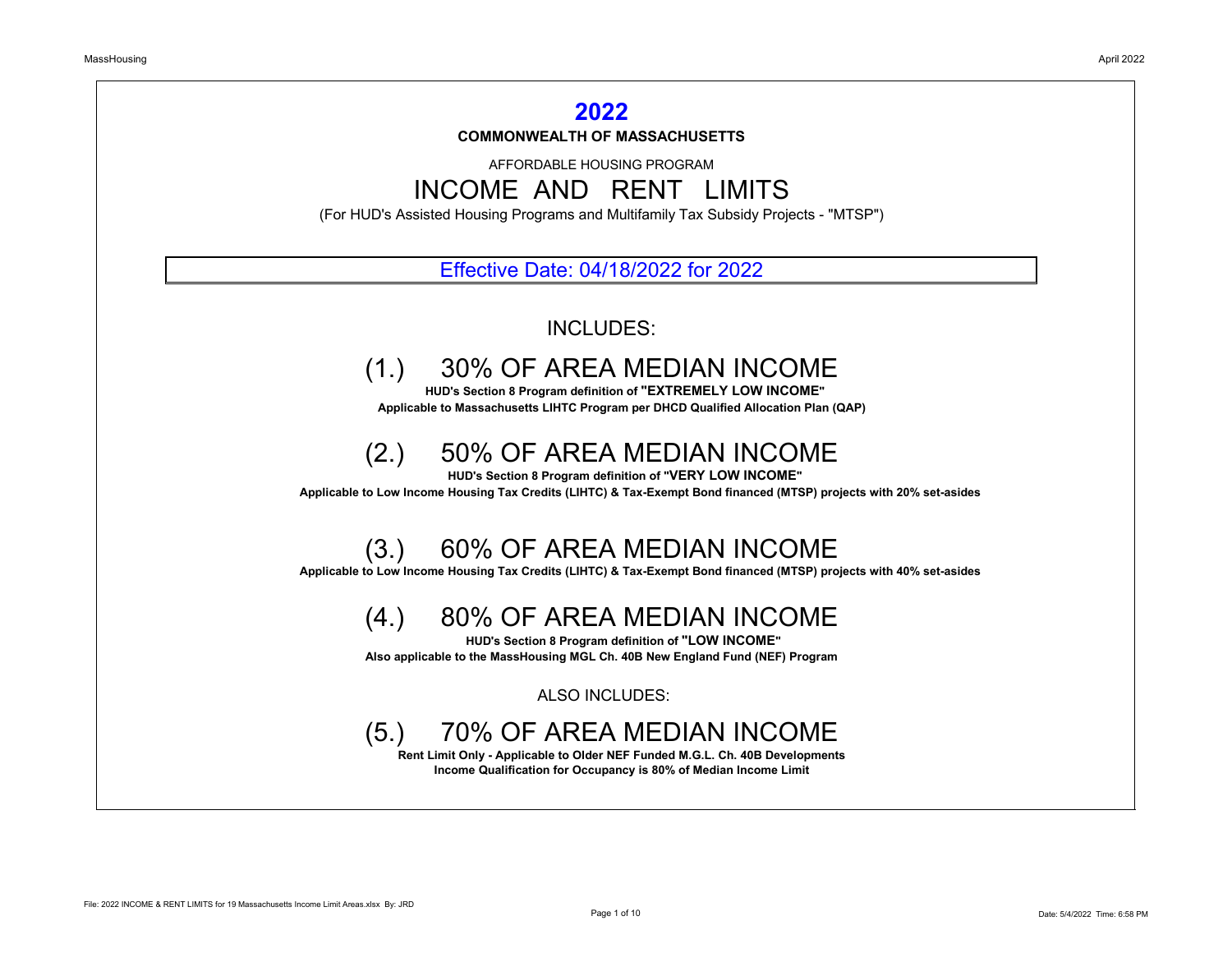# 2022

**COMMONWEALTH OF MASSACHUSETTS**

AFFORDABLE HOUSING PROGRAM

## INCOME AND RENT LIMITS

(For HUD's Assisted Housing Programs and Multifamily Tax Subsidy Projects - "MTSP")

Effective Date: 04/18/2022 for 2022

INCLUDES:

## (1.) 30% OF AREA MEDIAN INCOME

**HUD's Section 8 Program definition of "EXTREMELY LOW INCOME"**
**Applicable to Massachusetts LIHTC Program per DHCD Qualified Allocation Plan (QAP)**

## (2.) 50% OF AREA MEDIAN INCOME

**HUD's Section 8 Program definition of "VERY LOW INCOME"**
**Applicable to Low Income Housing Tax Credits (LIHTC) & Tax-Exempt Bond financed (MTSP) projects with 20% set-asides**

## (3.) 60% OF AREA MEDIAN INCOME

**Applicable to Low Income Housing Tax Credits (LIHTC) & Tax-Exempt Bond financed (MTSP) projects with 40% set-asides**

## (4.) 80% OF AREA MEDIAN INCOME

**HUD's Section 8 Program definition of "LOW INCOME"**
**Also applicable to the MassHousing MGL Ch. 40B New England Fund (NEF) Program**

ALSO INCLUDES:

## (5.) 70% OF AREA MEDIAN INCOME

**Rent Limit Only - Applicable to Older NEF Funded M.G.L. Ch. 40B Developments**
**Income Qualification for Occupancy is 80% of Median Income Limit**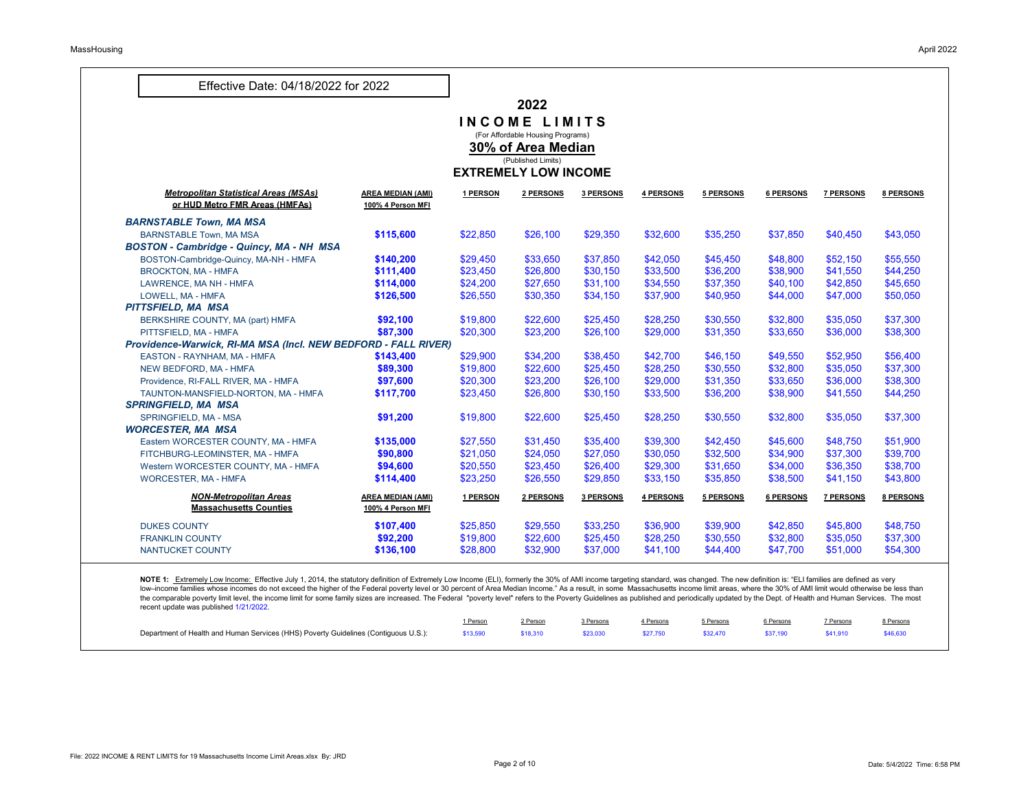Effective Date: 04/18/2022 for 2022

# 2022
# INCOME LIMITS
(For Affordable Housing Programs)

## 30% of Area Median
(Published Limits)

## EXTREMELY LOW INCOME

| ***Metropolitan Statistical Areas (MSAs) or HUD Metro FMR Areas (HMFAs)*** | **AREA MEDIAN (AMI) 100% 4 Person MFI** | **1 PERSON** | **2 PERSONS** | **3 PERSONS** | **4 PERSONS** | **5 PERSONS** | **6 PERSONS** | **7 PERSONS** | **8 PERSONS** |
|---|---|---|---|---|---|---|---|---|---|
| ***BARNSTABLE Town, MA MSA*** | | | | | | | | | |
| BARNSTABLE Town, MA MSA | **$115,600** | $22,850 | $26,100 | $29,350 | $32,600 | $35,250 | $37,850 | $40,450 | $43,050 |
| ***BOSTON - Cambridge - Quincy, MA - NH MSA*** | | | | | | | | | |
| BOSTON-Cambridge-Quincy, MA-NH - HMFA | **$140,200** | $29,450 | $33,650 | $37,850 | $42,050 | $45,450 | $48,800 | $52,150 | $55,550 |
| BROCKTON, MA - HMFA | **$111,400** | $23,450 | $26,800 | $30,150 | $33,500 | $36,200 | $38,900 | $41,550 | $44,250 |
| LAWRENCE, MA NH - HMFA | **$114,000** | $24,200 | $27,650 | $31,100 | $34,550 | $37,350 | $40,100 | $42,850 | $45,650 |
| LOWELL, MA - HMFA | **$126,500** | $26,550 | $30,350 | $34,150 | $37,900 | $40,950 | $44,000 | $47,000 | $50,050 |
| ***PITTSFIELD, MA MSA*** | | | | | | | | | |
| BERKSHIRE COUNTY, MA (part) HMFA | **$92,100** | $19,800 | $22,600 | $25,450 | $28,250 | $30,550 | $32,800 | $35,050 | $37,300 |
| PITTSFIELD, MA - HMFA | **$87,300** | $20,300 | $23,200 | $26,100 | $29,000 | $31,350 | $33,650 | $36,000 | $38,300 |
| ***Providence-Warwick, RI-MA MSA (Incl. NEW BEDFORD - FALL RIVER)*** | | | | | | | | | |
| EASTON - RAYNHAM, MA - HMFA | **$143,400** | $29,900 | $34,200 | $38,450 | $42,700 | $46,150 | $49,550 | $52,950 | $56,400 |
| NEW BEDFORD, MA - HMFA | **$89,300** | $19,800 | $22,600 | $25,450 | $28,250 | $30,550 | $32,800 | $35,050 | $37,300 |
| Providence, RI-FALL RIVER, MA - HMFA | **$97,600** | $20,300 | $23,200 | $26,100 | $29,000 | $31,350 | $33,650 | $36,000 | $38,300 |
| TAUNTON-MANSFIELD-NORTON, MA - HMFA | **$117,700** | $23,450 | $26,800 | $30,150 | $33,500 | $36,200 | $38,900 | $41,550 | $44,250 |
| ***SPRINGFIELD, MA MSA*** | | | | | | | | | |
| SPRINGFIELD, MA - MSA | **$91,200** | $19,800 | $22,600 | $25,450 | $28,250 | $30,550 | $32,800 | $35,050 | $37,300 |
| ***WORCESTER, MA MSA*** | | | | | | | | | |
| Eastern WORCESTER COUNTY, MA - HMFA | **$135,000** | $27,550 | $31,450 | $35,400 | $39,300 | $42,450 | $45,600 | $48,750 | $51,900 |
| FITCHBURG-LEOMINSTER, MA - HMFA | **$90,800** | $21,050 | $24,050 | $27,050 | $30,050 | $32,500 | $34,900 | $37,300 | $39,700 |
| Western WORCESTER COUNTY, MA - HMFA | **$94,600** | $20,550 | $23,450 | $26,400 | $29,300 | $31,650 | $34,000 | $36,350 | $38,700 |
| WORCESTER, MA - HMFA | **$114,400** | $23,250 | $26,550 | $29,850 | $33,150 | $35,850 | $38,500 | $41,150 | $43,800 |
| ***NON-Metropolitan Areas*** **Massachusetts Counties** | **AREA MEDIAN (AMI) 100% 4 Person MFI** | **1 PERSON** | **2 PERSONS** | **3 PERSONS** | **4 PERSONS** | **5 PERSONS** | **6 PERSONS** | **7 PERSONS** | **8 PERSONS** |
| DUKES COUNTY | **$107,400** | $25,850 | $29,550 | $33,250 | $36,900 | $39,900 | $42,850 | $45,800 | $48,750 |
| FRANKLIN COUNTY | **$92,200** | $19,800 | $22,600 | $25,450 | $28,250 | $30,550 | $32,800 | $35,050 | $37,300 |
| NANTUCKET COUNTY | **$136,100** | $28,800 | $32,900 | $37,000 | $41,100 | $44,400 | $47,700 | $51,000 | $54,300 |

**NOTE 1:** Extremely Low Income: Effective July 1, 2014, the statutory definition of Extremely Low Income (ELI), formerly the 30% of AMI income targeting standard, was changed. The new definition is: "ELI families are defined as very low–income families whose incomes do not exceed the higher of the Federal poverty level or 30 percent of Area Median Income." As a result, in some Massachusetts income limit areas, where the 30% of AMI limit would otherwise be less than the comparable poverty limit level, the income limit for some family sizes are increased. The Federal "poverty level" refers to the Poverty Guidelines as published and periodically updated by the Dept. of Health and Human Services. The most recent update was published 1/21/2022.

| | 1 Person | 2 Person | 3 Persons | 4 Persons | 5 Persons | 6 Persons | 7 Persons | 8 Persons |
|---|---|---|---|---|---|---|---|---|
| Department of Health and Human Services (HHS) Poverty Guidelines (Contiguous U.S.): | $13,590 | $18,310 | $23,030 | $27,750 | $32,470 | $37,190 | $41,910 | $46,630 |

File: 2022 INCOME & RENT LIMITS for 19 Massachusetts Income Limit Areas.xlsx By: JRD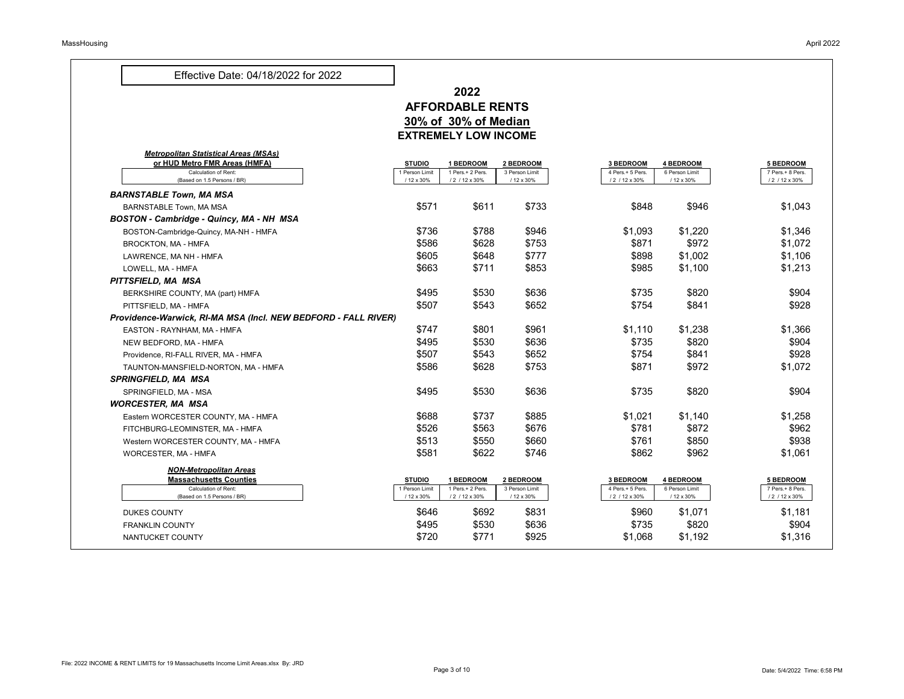Effective Date: 04/18/2022 for 2022

# 2022
# AFFORDABLE RENTS
## 30% of 30% of Median
## EXTREMELY LOW INCOME

| ***Metropolitan Statistical Areas (MSAs) or HUD Metro FMR Areas (HMFA)*** | **STUDIO** | **1 BEDROOM** | **2 BEDROOM** | **3 BEDROOM** | **4 BEDROOM** | **5 BEDROOM** |
|---|---|---|---|---|---|---|
| Calculation of Rent: (Based on 1.5 Persons / BR) | 1 Person Limit / 12 x 30% | 1 Pers.+ 2 Pers. / 2 / 12 x 30% | 3 Person Limit / 12 x 30% | 4 Pers.+ 5 Pers. / 2 / 12 x 30% | 6 Person Limit / 12 x 30% | 7 Pers.+ 8 Pers. / 2 / 12 x 30% |
| ***BARNSTABLE Town, MA MSA*** | | | | | | |
| BARNSTABLE Town, MA MSA | $571 | $611 | $733 | $848 | $946 | $1,043 |
| ***BOSTON - Cambridge - Quincy, MA - NH MSA*** | | | | | | |
| BOSTON-Cambridge-Quincy, MA-NH - HMFA | $736 | $788 | $946 | $1,093 | $1,220 | $1,346 |
| BROCKTON, MA - HMFA | $586 | $628 | $753 | $871 | $972 | $1,072 |
| LAWRENCE, MA NH - HMFA | $605 | $648 | $777 | $898 | $1,002 | $1,106 |
| LOWELL, MA - HMFA | $663 | $711 | $853 | $985 | $1,100 | $1,213 |
| ***PITTSFIELD, MA MSA*** | | | | | | |
| BERKSHIRE COUNTY, MA (part) HMFA | $495 | $530 | $636 | $735 | $820 | $904 |
| PITTSFIELD, MA - HMFA | $507 | $543 | $652 | $754 | $841 | $928 |
| ***Providence-Warwick, RI-MA MSA (Incl. NEW BEDFORD - FALL RIVER)*** | | | | | | |
| EASTON - RAYNHAM, MA - HMFA | $747 | $801 | $961 | $1,110 | $1,238 | $1,366 |
| NEW BEDFORD, MA - HMFA | $495 | $530 | $636 | $735 | $820 | $904 |
| Providence, RI-FALL RIVER, MA - HMFA | $507 | $543 | $652 | $754 | $841 | $928 |
| TAUNTON-MANSFIELD-NORTON, MA - HMFA | $586 | $628 | $753 | $871 | $972 | $1,072 |
| ***SPRINGFIELD, MA MSA*** | | | | | | |
| SPRINGFIELD, MA - MSA | $495 | $530 | $636 | $735 | $820 | $904 |
| ***WORCESTER, MA MSA*** | | | | | | |
| Eastern WORCESTER COUNTY, MA - HMFA | $688 | $737 | $885 | $1,021 | $1,140 | $1,258 |
| FITCHBURG-LEOMINSTER, MA - HMFA | $526 | $563 | $676 | $781 | $872 | $962 |
| Western WORCESTER COUNTY, MA - HMFA | $513 | $550 | $660 | $761 | $850 | $938 |
| WORCESTER, MA - HMFA | $581 | $622 | $746 | $862 | $962 | $1,061 |

| ***NON-Metropolitan Areas*** **Massachusetts Counties** | **STUDIO** | **1 BEDROOM** | **2 BEDROOM** | **3 BEDROOM** | **4 BEDROOM** | **5 BEDROOM** |
|---|---|---|---|---|---|---|
| Calculation of Rent: (Based on 1.5 Persons / BR) | 1 Person Limit / 12 x 30% | 1 Pers.+ 2 Pers. / 2 / 12 x 30% | 3 Person Limit / 12 x 30% | 4 Pers.+ 5 Pers. / 2 / 12 x 30% | 6 Person Limit / 12 x 30% | 7 Pers.+ 8 Pers. / 2 / 12 x 30% |
| DUKES COUNTY | $646 | $692 | $831 | $960 | $1,071 | $1,181 |
| FRANKLIN COUNTY | $495 | $530 | $636 | $735 | $820 | $904 |
| NANTUCKET COUNTY | $720 | $771 | $925 | $1,068 | $1,192 | $1,316 |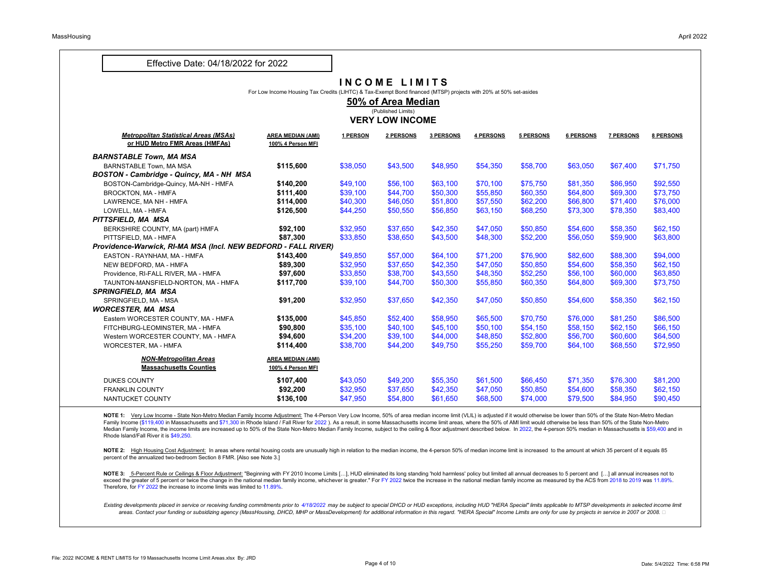Effective Date: 04/18/2022 for 2022

# INCOME LIMITS

For Low Income Housing Tax Credits (LIHTC) & Tax-Exempt Bond financed (MTSP) projects with 20% at 50% set-asides

## 50% of Area Median

(Published Limits)

## VERY LOW INCOME

| Metropolitan Statistical Areas (MSAs) or HUD Metro FMR Areas (HMFAs) | AREA MEDIAN (AMI) 100% 4 Person MFI | 1 PERSON | 2 PERSONS | 3 PERSONS | 4 PERSONS | 5 PERSONS | 6 PERSONS | 7 PERSONS | 8 PERSONS |
|---|---|---|---|---|---|---|---|---|---|
| ***BARNSTABLE Town, MA MSA*** | | | | | | | | | |
| BARNSTABLE Town, MA MSA | **$115,600** | $38,050 | $43,500 | $48,950 | $54,350 | $58,700 | $63,050 | $67,400 | $71,750 |
| ***BOSTON - Cambridge - Quincy, MA - NH MSA*** | | | | | | | | | |
| BOSTON-Cambridge-Quincy, MA-NH - HMFA | **$140,200** | $49,100 | $56,100 | $63,100 | $70,100 | $75,750 | $81,350 | $86,950 | $92,550 |
| BROCKTON, MA - HMFA | **$111,400** | $39,100 | $44,700 | $50,300 | $55,850 | $60,350 | $64,800 | $69,300 | $73,750 |
| LAWRENCE, MA NH - HMFA | **$114,000** | $40,300 | $46,050 | $51,800 | $57,550 | $62,200 | $66,800 | $71,400 | $76,000 |
| LOWELL, MA - HMFA | **$126,500** | $44,250 | $50,550 | $56,850 | $63,150 | $68,250 | $73,300 | $78,350 | $83,400 |
| ***PITTSFIELD, MA MSA*** | | | | | | | | | |
| BERKSHIRE COUNTY, MA (part) HMFA | **$92,100** | $32,950 | $37,650 | $42,350 | $47,050 | $50,850 | $54,600 | $58,350 | $62,150 |
| PITTSFIELD, MA - HMFA | **$87,300** | $33,850 | $38,650 | $43,500 | $48,300 | $52,200 | $56,050 | $59,900 | $63,800 |
| ***Providence-Warwick, RI-MA MSA (Incl. NEW BEDFORD - FALL RIVER)*** | | | | | | | | | |
| EASTON - RAYNHAM, MA - HMFA | **$143,400** | $49,850 | $57,000 | $64,100 | $71,200 | $76,900 | $82,600 | $88,300 | $94,000 |
| NEW BEDFORD, MA - HMFA | **$89,300** | $32,950 | $37,650 | $42,350 | $47,050 | $50,850 | $54,600 | $58,350 | $62,150 |
| Providence, RI-FALL RIVER, MA - HMFA | **$97,600** | $33,850 | $38,700 | $43,550 | $48,350 | $52,250 | $56,100 | $60,000 | $63,850 |
| TAUNTON-MANSFIELD-NORTON, MA - HMFA | **$117,700** | $39,100 | $44,700 | $50,300 | $55,850 | $60,350 | $64,800 | $69,300 | $73,750 |
| ***SPRINGFIELD, MA MSA*** | | | | | | | | | |
| SPRINGFIELD, MA - MSA | **$91,200** | $32,950 | $37,650 | $42,350 | $47,050 | $50,850 | $54,600 | $58,350 | $62,150 |
| ***WORCESTER, MA MSA*** | | | | | | | | | |
| Eastern WORCESTER COUNTY, MA - HMFA | **$135,000** | $45,850 | $52,400 | $58,950 | $65,500 | $70,750 | $76,000 | $81,250 | $86,500 |
| FITCHBURG-LEOMINSTER, MA - HMFA | **$90,800** | $35,100 | $40,100 | $45,100 | $50,100 | $54,150 | $58,150 | $62,150 | $66,150 |
| Western WORCESTER COUNTY, MA - HMFA | **$94,600** | $34,200 | $39,100 | $44,000 | $48,850 | $52,800 | $56,700 | $60,600 | $64,500 |
| WORCESTER, MA - HMFA | **$114,400** | $38,700 | $44,200 | $49,750 | $55,250 | $59,700 | $64,100 | $68,550 | $72,950 |
| ***NON-Metropolitan Areas*** **Massachusetts Counties** | AREA MEDIAN (AMI) 100% 4 Person MFI | | | | | | | | |
| DUKES COUNTY | **$107,400** | $43,050 | $49,200 | $55,350 | $61,500 | $66,450 | $71,350 | $76,300 | $81,200 |
| FRANKLIN COUNTY | **$92,200** | $32,950 | $37,650 | $42,350 | $47,050 | $50,850 | $54,600 | $58,350 | $62,150 |
| NANTUCKET COUNTY | **$136,100** | $47,950 | $54,800 | $61,650 | $68,500 | $74,000 | $79,500 | $84,950 | $90,450 |

**NOTE 1:** Very Low Income - State Non-Metro Median Family Income Adjustment: The 4-Person Very Low Income, 50% of area median income limit (VLIL) is adjusted if it would otherwise be lower than 50% of the State Non-Metro Median Family Income ($119,400 in Massachusetts and $71,300 in Rhode Island / Fall River for 2022 ). As a result, in some Massachusetts income limit areas, where the 50% of AMI limit would otherwise be less than 50% of the State Non-Metro Median Family Income, the income limits are increased up to 50% of the State Non-Metro Median Family Income, subject to the ceiling & floor adjustment described below. In 2022, the 4-person 50% median in Massachusetts is $59,400 and in Rhode Island/Fall River it is $49,250.

**NOTE 2:** High Housing Cost Adjustment: In areas where rental housing costs are unusually high in relation to the median income, the 4-person 50% of median income limit is increased to the amount at which 35 percent of it equals 85 percent of the annualized two-bedroom Section 8 FMR. [Also see Note 3.]

**NOTE 3:** 5-Percent Rule or Ceilings & Floor Adjustment: "Beginning with FY 2010 Income Limits […], HUD eliminated its long standing 'hold harmless' policy but limited all annual decreases to 5 percent and […] all annual increases not to exceed the greater of 5 percent or twice the change in the national median family income, whichever is greater." For FY 2022 twice the increase in the national median family income as measured by the ACS from 2018 to 2019 was 11.89%. Therefore, for FY 2022 the increase to income limits was limited to 11.89%.

*Existing developments placed in service or receiving funding commitments prior to 4/18/2022 may be subject to special DHCD or HUD exceptions, including HUD "HERA Special" limits applicable to MTSP developments in selected income limit areas. Contact your funding or subsidizing agency (MassHousing, DHCD, MHP or MassDevelopment) for additional information in this regard. "HERA Special" Income Limits are only for use by projects in service in 2007 or 2008.*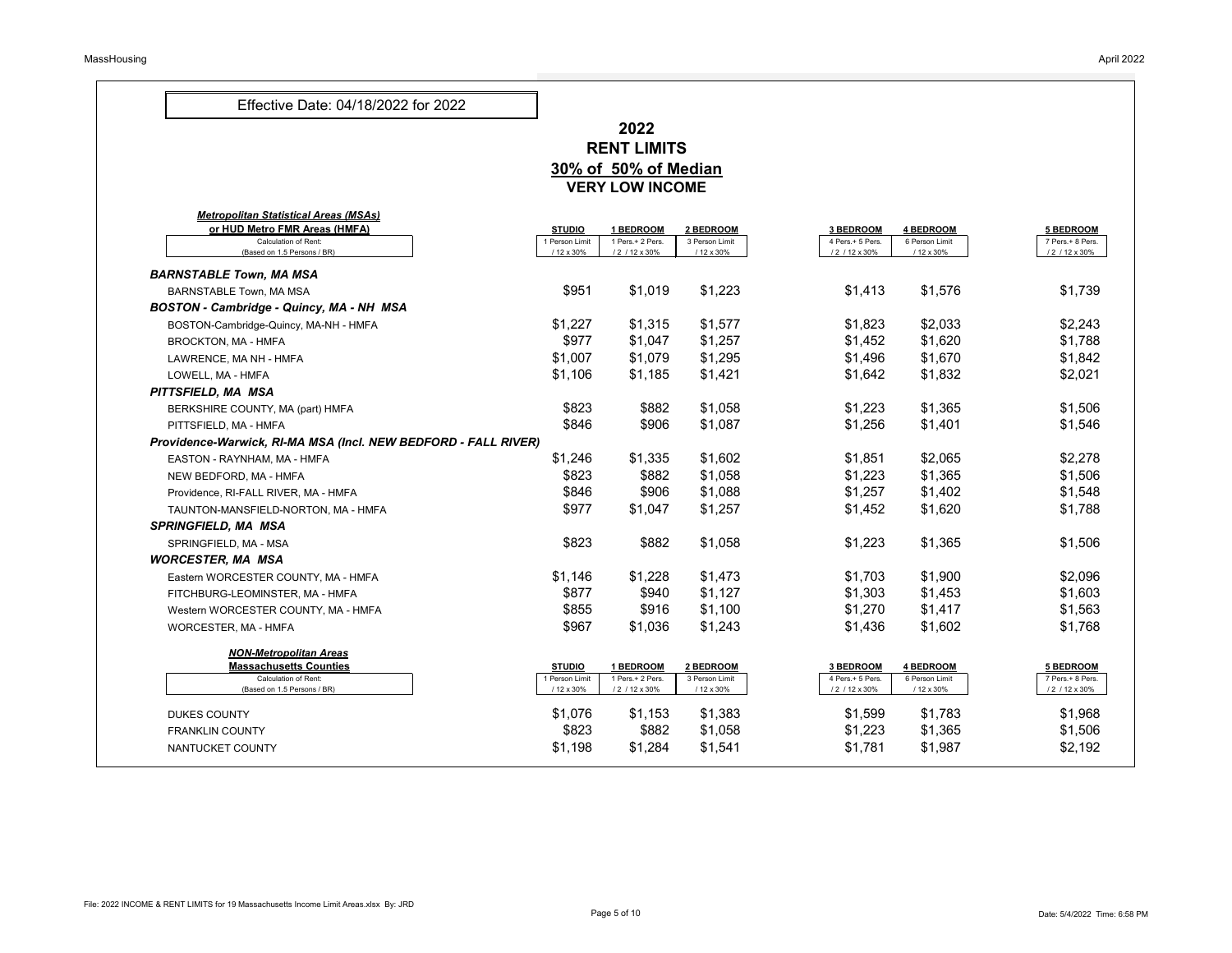Effective Date: 04/18/2022 for 2022

# 2022
# RENT LIMITS
## 30% of 50% of Median
## VERY LOW INCOME

| *Metropolitan Statistical Areas (MSAs)* **or HUD Metro FMR Areas (HMFA)** | STUDIO | 1 BEDROOM | 2 BEDROOM | 3 BEDROOM | 4 BEDROOM | 5 BEDROOM |
|---|---|---|---|---|---|---|
| Calculation of Rent: (Based on 1.5 Persons / BR) | 1 Person Limit / 12 x 30% | 1 Pers.+ 2 Pers. / 2 / 12 x 30% | 3 Person Limit / 12 x 30% | 4 Pers.+ 5 Pers. / 2 / 12 x 30% | 6 Person Limit / 12 x 30% | 7 Pers.+ 8 Pers. / 2 / 12 x 30% |
| ***BARNSTABLE Town, MA MSA*** | | | | | | |
| BARNSTABLE Town, MA MSA | $951 | $1,019 | $1,223 | $1,413 | $1,576 | $1,739 |
| ***BOSTON - Cambridge - Quincy, MA - NH MSA*** | | | | | | |
| BOSTON-Cambridge-Quincy, MA-NH - HMFA | $1,227 | $1,315 | $1,577 | $1,823 | $2,033 | $2,243 |
| BROCKTON, MA - HMFA | $977 | $1,047 | $1,257 | $1,452 | $1,620 | $1,788 |
| LAWRENCE, MA NH - HMFA | $1,007 | $1,079 | $1,295 | $1,496 | $1,670 | $1,842 |
| LOWELL, MA - HMFA | $1,106 | $1,185 | $1,421 | $1,642 | $1,832 | $2,021 |
| ***PITTSFIELD, MA MSA*** | | | | | | |
| BERKSHIRE COUNTY, MA (part) HMFA | $823 | $882 | $1,058 | $1,223 | $1,365 | $1,506 |
| PITTSFIELD, MA - HMFA | $846 | $906 | $1,087 | $1,256 | $1,401 | $1,546 |
| ***Providence-Warwick, RI-MA MSA (Incl. NEW BEDFORD - FALL RIVER)*** | | | | | | |
| EASTON - RAYNHAM, MA - HMFA | $1,246 | $1,335 | $1,602 | $1,851 | $2,065 | $2,278 |
| NEW BEDFORD, MA - HMFA | $823 | $882 | $1,058 | $1,223 | $1,365 | $1,506 |
| Providence, RI-FALL RIVER, MA - HMFA | $846 | $906 | $1,088 | $1,257 | $1,402 | $1,548 |
| TAUNTON-MANSFIELD-NORTON, MA - HMFA | $977 | $1,047 | $1,257 | $1,452 | $1,620 | $1,788 |
| ***SPRINGFIELD, MA MSA*** | | | | | | |
| SPRINGFIELD, MA - MSA | $823 | $882 | $1,058 | $1,223 | $1,365 | $1,506 |
| ***WORCESTER, MA MSA*** | | | | | | |
| Eastern WORCESTER COUNTY, MA - HMFA | $1,146 | $1,228 | $1,473 | $1,703 | $1,900 | $2,096 |
| FITCHBURG-LEOMINSTER, MA - HMFA | $877 | $940 | $1,127 | $1,303 | $1,453 | $1,603 |
| Western WORCESTER COUNTY, MA - HMFA | $855 | $916 | $1,100 | $1,270 | $1,417 | $1,563 |
| WORCESTER, MA - HMFA | $967 | $1,036 | $1,243 | $1,436 | $1,602 | $1,768 |

| *NON-Metropolitan Areas* **Massachusetts Counties** | STUDIO | 1 BEDROOM | 2 BEDROOM | 3 BEDROOM | 4 BEDROOM | 5 BEDROOM |
|---|---|---|---|---|---|---|
| Calculation of Rent: (Based on 1.5 Persons / BR) | 1 Person Limit / 12 x 30% | 1 Pers.+ 2 Pers. / 2 / 12 x 30% | 3 Person Limit / 12 x 30% | 4 Pers.+ 5 Pers. / 2 / 12 x 30% | 6 Person Limit / 12 x 30% | 7 Pers.+ 8 Pers. / 2 / 12 x 30% |
| DUKES COUNTY | $1,076 | $1,153 | $1,383 | $1,599 | $1,783 | $1,968 |
| FRANKLIN COUNTY | $823 | $882 | $1,058 | $1,223 | $1,365 | $1,506 |
| NANTUCKET COUNTY | $1,198 | $1,284 | $1,541 | $1,781 | $1,987 | $2,192 |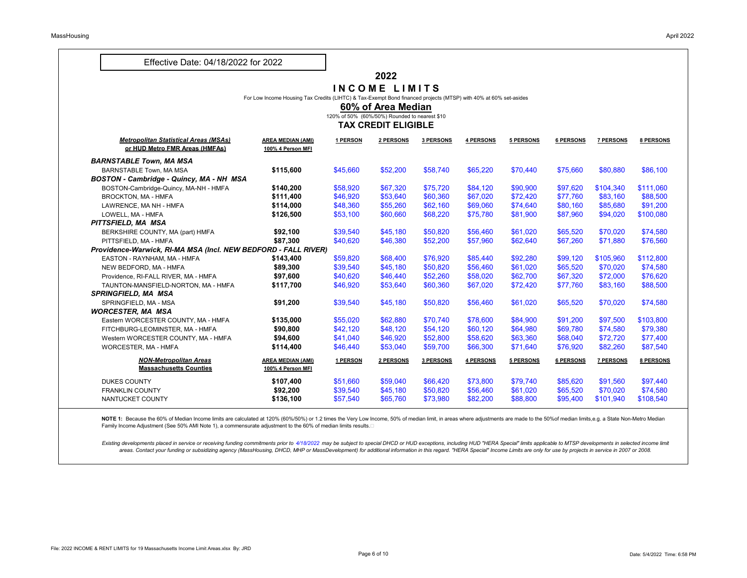Effective Date: 04/18/2022 for 2022

# 2022

## INCOME LIMITS

For Low Income Housing Tax Credits (LIHTC) & Tax-Exempt Bond financed projects (MTSP) with 40% at 60% set-asides

## 60% of Area Median

120% of 50% (60%/50%) Rounded to nearest $10

## TAX CREDIT ELIGIBLE

| *Metropolitan Statistical Areas (MSAs) or HUD Metro FMR Areas (HMFAs)* | AREA MEDIAN (AMI) 100% 4 Person MFI | 1 PERSON | 2 PERSONS | 3 PERSONS | 4 PERSONS | 5 PERSONS | 6 PERSONS | 7 PERSONS | 8 PERSONS |
|---|---|---|---|---|---|---|---|---|---|
| ***BARNSTABLE Town, MA MSA*** | | | | | | | | | |
| BARNSTABLE Town, MA MSA | **$115,600** | $45,660 | $52,200 | $58,740 | $65,220 | $70,440 | $75,660 | $80,880 | $86,100 |
| ***BOSTON - Cambridge - Quincy, MA - NH MSA*** | | | | | | | | | |
| BOSTON-Cambridge-Quincy, MA-NH - HMFA | **$140,200** | $58,920 | $67,320 | $75,720 | $84,120 | $90,900 | $97,620 | $104,340 | $111,060 |
| BROCKTON, MA - HMFA | **$111,400** | $46,920 | $53,640 | $60,360 | $67,020 | $72,420 | $77,760 | $83,160 | $88,500 |
| LAWRENCE, MA NH - HMFA | **$114,000** | $48,360 | $55,260 | $62,160 | $69,060 | $74,640 | $80,160 | $85,680 | $91,200 |
| LOWELL, MA - HMFA | **$126,500** | $53,100 | $60,660 | $68,220 | $75,780 | $81,900 | $87,960 | $94,020 | $100,080 |
| ***PITTSFIELD, MA MSA*** | | | | | | | | | |
| BERKSHIRE COUNTY, MA (part) HMFA | **$92,100** | $39,540 | $45,180 | $50,820 | $56,460 | $61,020 | $65,520 | $70,020 | $74,580 |
| PITTSFIELD, MA - HMFA | **$87,300** | $40,620 | $46,380 | $52,200 | $57,960 | $62,640 | $67,260 | $71,880 | $76,560 |
| ***Providence-Warwick, RI-MA MSA (Incl. NEW BEDFORD - FALL RIVER)*** | | | | | | | | | |
| EASTON - RAYNHAM, MA - HMFA | **$143,400** | $59,820 | $68,400 | $76,920 | $85,440 | $92,280 | $99,120 | $105,960 | $112,800 |
| NEW BEDFORD, MA - HMFA | **$89,300** | $39,540 | $45,180 | $50,820 | $56,460 | $61,020 | $65,520 | $70,020 | $74,580 |
| Providence, RI-FALL RIVER, MA - HMFA | **$97,600** | $40,620 | $46,440 | $52,260 | $58,020 | $62,700 | $67,320 | $72,000 | $76,620 |
| TAUNTON-MANSFIELD-NORTON, MA - HMFA | **$117,700** | $46,920 | $53,640 | $60,360 | $67,020 | $72,420 | $77,760 | $83,160 | $88,500 |
| ***SPRINGFIELD, MA MSA*** | | | | | | | | | |
| SPRINGFIELD, MA - MSA | **$91,200** | $39,540 | $45,180 | $50,820 | $56,460 | $61,020 | $65,520 | $70,020 | $74,580 |
| ***WORCESTER, MA MSA*** | | | | | | | | | |
| Eastern WORCESTER COUNTY, MA - HMFA | **$135,000** | $55,020 | $62,880 | $70,740 | $78,600 | $84,900 | $91,200 | $97,500 | $103,800 |
| FITCHBURG-LEOMINSTER, MA - HMFA | **$90,800** | $42,120 | $48,120 | $54,120 | $60,120 | $64,980 | $69,780 | $74,580 | $79,380 |
| Western WORCESTER COUNTY, MA - HMFA | **$94,600** | $41,040 | $46,920 | $52,800 | $58,620 | $63,360 | $68,040 | $72,720 | $77,400 |
| WORCESTER, MA - HMFA | **$114,400** | $46,440 | $53,040 | $59,700 | $66,300 | $71,640 | $76,920 | $82,260 | $87,540 |
| ***NON-Metropolitan Areas*** **Massachusetts Counties** | **AREA MEDIAN (AMI) 100% 4 Person MFI** | **1 PERSON** | **2 PERSONS** | **3 PERSONS** | **4 PERSONS** | **5 PERSONS** | **6 PERSONS** | **7 PERSONS** | **8 PERSONS** |
| DUKES COUNTY | **$107,400** | $51,660 | $59,040 | $66,420 | $73,800 | $79,740 | $85,620 | $91,560 | $97,440 |
| FRANKLIN COUNTY | **$92,200** | $39,540 | $45,180 | $50,820 | $56,460 | $61,020 | $65,520 | $70,020 | $74,580 |
| NANTUCKET COUNTY | **$136,100** | $57,540 | $65,760 | $73,980 | $82,200 | $88,800 | $95,400 | $101,940 | $108,540 |

**NOTE 1:** Because the 60% of Median Income limits are calculated at 120% (60%/50%) or 1.2 times the Very Low Income, 50% of median limit, in areas where adjustments are made to the 50%of median limits,e.g. a State Non-Metro Median Family Income Adjustment (See 50% AMI Note 1), a commensurate adjustment to the 60% of median limits results.

*Existing developments placed in service or receiving funding commitments prior to 4/18/2022 may be subject to special DHCD or HUD exceptions, including HUD "HERA Special" limits applicable to MTSP developments in selected income limit areas. Contact your funding or subsidizing agency (MassHousing, DHCD, MHP or MassDevelopment) for additional information in this regard. "HERA Special" Income Limits are only for use by projects in service in 2007 or 2008.*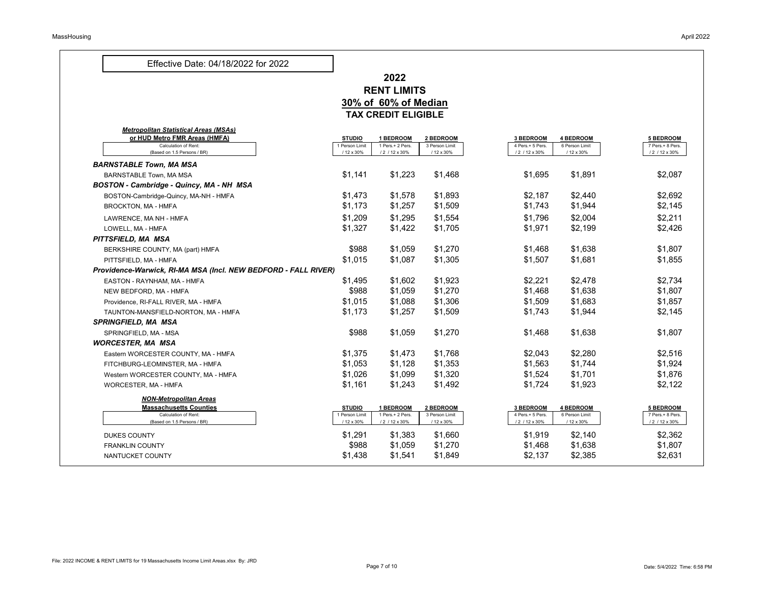Effective Date: 04/18/2022 for 2022

# 2022
## RENT LIMITS
## 30% of 60% of Median
## TAX CREDIT ELIGIBLE

| ***Metropolitan Statistical Areas (MSAs) or HUD Metro FMR Areas (HMFA)*** | **STUDIO** | **1 BEDROOM** | **2 BEDROOM** | **3 BEDROOM** | **4 BEDROOM** | **5 BEDROOM** |
|---|---|---|---|---|---|---|
| Calculation of Rent: (Based on 1.5 Persons / BR) | 1 Person Limit / 12 x 30% | 1 Pers.+ 2 Pers. / 2 / 12 x 30% | 3 Person Limit / 12 x 30% | 4 Pers.+ 5 Pers. / 2 / 12 x 30% | 6 Person Limit / 12 x 30% | 7 Pers.+ 8 Pers. / 2 / 12 x 30% |
| ***BARNSTABLE Town, MA MSA*** | | | | | | |
| BARNSTABLE Town, MA MSA | $1,141 | $1,223 | $1,468 | $1,695 | $1,891 | $2,087 |
| ***BOSTON - Cambridge - Quincy, MA - NH MSA*** | | | | | | |
| BOSTON-Cambridge-Quincy, MA-NH - HMFA | $1,473 | $1,578 | $1,893 | $2,187 | $2,440 | $2,692 |
| BROCKTON, MA - HMFA | $1,173 | $1,257 | $1,509 | $1,743 | $1,944 | $2,145 |
| LAWRENCE, MA NH - HMFA | $1,209 | $1,295 | $1,554 | $1,796 | $2,004 | $2,211 |
| LOWELL, MA - HMFA | $1,327 | $1,422 | $1,705 | $1,971 | $2,199 | $2,426 |
| ***PITTSFIELD, MA MSA*** | | | | | | |
| BERKSHIRE COUNTY, MA (part) HMFA | $988 | $1,059 | $1,270 | $1,468 | $1,638 | $1,807 |
| PITTSFIELD, MA - HMFA | $1,015 | $1,087 | $1,305 | $1,507 | $1,681 | $1,855 |
| ***Providence-Warwick, RI-MA MSA (Incl. NEW BEDFORD - FALL RIVER)*** | | | | | | |
| EASTON - RAYNHAM, MA - HMFA | $1,495 | $1,602 | $1,923 | $2,221 | $2,478 | $2,734 |
| NEW BEDFORD, MA - HMFA | $988 | $1,059 | $1,270 | $1,468 | $1,638 | $1,807 |
| Providence, RI-FALL RIVER, MA - HMFA | $1,015 | $1,088 | $1,306 | $1,509 | $1,683 | $1,857 |
| TAUNTON-MANSFIELD-NORTON, MA - HMFA | $1,173 | $1,257 | $1,509 | $1,743 | $1,944 | $2,145 |
| ***SPRINGFIELD, MA MSA*** | | | | | | |
| SPRINGFIELD, MA - MSA | $988 | $1,059 | $1,270 | $1,468 | $1,638 | $1,807 |
| ***WORCESTER, MA MSA*** | | | | | | |
| Eastern WORCESTER COUNTY, MA - HMFA | $1,375 | $1,473 | $1,768 | $2,043 | $2,280 | $2,516 |
| FITCHBURG-LEOMINSTER, MA - HMFA | $1,053 | $1,128 | $1,353 | $1,563 | $1,744 | $1,924 |
| Western WORCESTER COUNTY, MA - HMFA | $1,026 | $1,099 | $1,320 | $1,524 | $1,701 | $1,876 |
| WORCESTER, MA - HMFA | $1,161 | $1,243 | $1,492 | $1,724 | $1,923 | $2,122 |

| ***NON-Metropolitan Areas*** **Massachusetts Counties** | **STUDIO** | **1 BEDROOM** | **2 BEDROOM** | **3 BEDROOM** | **4 BEDROOM** | **5 BEDROOM** |
|---|---|---|---|---|---|---|
| Calculation of Rent: (Based on 1.5 Persons / BR) | 1 Person Limit / 12 x 30% | 1 Pers.+ 2 Pers. / 2 / 12 x 30% | 3 Person Limit / 12 x 30% | 4 Pers.+ 5 Pers. / 2 / 12 x 30% | 6 Person Limit / 12 x 30% | 7 Pers.+ 8 Pers. / 2 / 12 x 30% |
| DUKES COUNTY | $1,291 | $1,383 | $1,660 | $1,919 | $2,140 | $2,362 |
| FRANKLIN COUNTY | $988 | $1,059 | $1,270 | $1,468 | $1,638 | $1,807 |
| NANTUCKET COUNTY | $1,438 | $1,541 | $1,849 | $2,137 | $2,385 | $2,631 |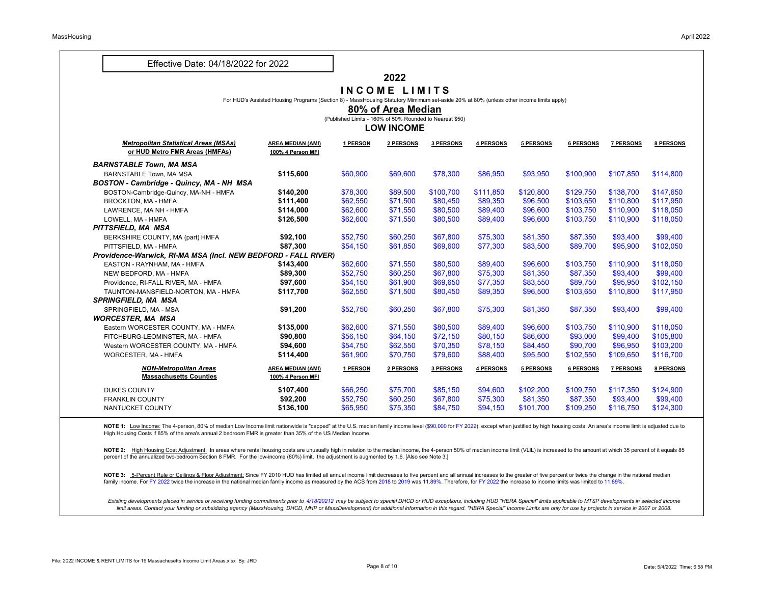Effective Date: 04/18/2022 for 2022

# 2022

# INCOME LIMITS

For HUD's Assisted Housing Programs (Section 8) - MassHousing Statutory Mimimum set-aside 20% at 80% (unless other income limits apply)

## 80% of Area Median

(Published Limits - 160% of 50% Rounded to Nearest $50)

## LOW INCOME

| *Metropolitan Statistical Areas (MSAs) or HUD Metro FMR Areas (HMFAs)* | AREA MEDIAN (AMI) 100% 4 Person MFI | 1 PERSON | 2 PERSONS | 3 PERSONS | 4 PERSONS | 5 PERSONS | 6 PERSONS | 7 PERSONS | 8 PERSONS |
|---|---|---|---|---|---|---|---|---|---|
| ***BARNSTABLE Town, MA MSA*** | | | | | | | | | |
| BARNSTABLE Town, MA MSA | **$115,600** | $60,900 | $69,600 | $78,300 | $86,950 | $93,950 | $100,900 | $107,850 | $114,800 |
| ***BOSTON - Cambridge - Quincy, MA - NH MSA*** | | | | | | | | | |
| BOSTON-Cambridge-Quincy, MA-NH - HMFA | **$140,200** | $78,300 | $89,500 | $100,700 | $111,850 | $120,800 | $129,750 | $138,700 | $147,650 |
| BROCKTON, MA - HMFA | **$111,400** | $62,550 | $71,500 | $80,450 | $89,350 | $96,500 | $103,650 | $110,800 | $117,950 |
| LAWRENCE, MA NH - HMFA | **$114,000** | $62,600 | $71,550 | $80,500 | $89,400 | $96,600 | $103,750 | $110,900 | $118,050 |
| LOWELL, MA - HMFA | **$126,500** | $62,600 | $71,550 | $80,500 | $89,400 | $96,600 | $103,750 | $110,900 | $118,050 |
| ***PITTSFIELD, MA MSA*** | | | | | | | | | |
| BERKSHIRE COUNTY, MA (part) HMFA | **$92,100** | $52,750 | $60,250 | $67,800 | $75,300 | $81,350 | $87,350 | $93,400 | $99,400 |
| PITTSFIELD, MA - HMFA | **$87,300** | $54,150 | $61,850 | $69,600 | $77,300 | $83,500 | $89,700 | $95,900 | $102,050 |
| ***Providence-Warwick, RI-MA MSA (Incl. NEW BEDFORD - FALL RIVER)*** | | | | | | | | | |
| EASTON - RAYNHAM, MA - HMFA | **$143,400** | $62,600 | $71,550 | $80,500 | $89,400 | $96,600 | $103,750 | $110,900 | $118,050 |
| NEW BEDFORD, MA - HMFA | **$89,300** | $52,750 | $60,250 | $67,800 | $75,300 | $81,350 | $87,350 | $93,400 | $99,400 |
| Providence, RI-FALL RIVER, MA - HMFA | **$97,600** | $54,150 | $61,900 | $69,650 | $77,350 | $83,550 | $89,750 | $95,950 | $102,150 |
| TAUNTON-MANSFIELD-NORTON, MA - HMFA | **$117,700** | $62,550 | $71,500 | $80,450 | $89,350 | $96,500 | $103,650 | $110,800 | $117,950 |
| ***SPRINGFIELD, MA MSA*** | | | | | | | | | |
| SPRINGFIELD, MA - MSA | **$91,200** | $52,750 | $60,250 | $67,800 | $75,300 | $81,350 | $87,350 | $93,400 | $99,400 |
| ***WORCESTER, MA MSA*** | | | | | | | | | |
| Eastern WORCESTER COUNTY, MA - HMFA | **$135,000** | $62,600 | $71,550 | $80,500 | $89,400 | $96,600 | $103,750 | $110,900 | $118,050 |
| FITCHBURG-LEOMINSTER, MA - HMFA | **$90,800** | $56,150 | $64,150 | $72,150 | $80,150 | $86,600 | $93,000 | $99,400 | $105,800 |
| Western WORCESTER COUNTY, MA - HMFA | **$94,600** | $54,750 | $62,550 | $70,350 | $78,150 | $84,450 | $90,700 | $96,950 | $103,200 |
| WORCESTER, MA - HMFA | **$114,400** | $61,900 | $70,750 | $79,600 | $88,400 | $95,500 | $102,550 | $109,650 | $116,700 |

| *NON-Metropolitan Areas* **Massachusetts Counties** | AREA MEDIAN (AMI) 100% 4 Person MFI | 1 PERSON | 2 PERSONS | 3 PERSONS | 4 PERSONS | 5 PERSONS | 6 PERSONS | 7 PERSONS | 8 PERSONS |
|---|---|---|---|---|---|---|---|---|---|
| DUKES COUNTY | **$107,400** | $66,250 | $75,700 | $85,150 | $94,600 | $102,200 | $109,750 | $117,350 | $124,900 |
| FRANKLIN COUNTY | **$92,200** | $52,750 | $60,250 | $67,800 | $75,300 | $81,350 | $87,350 | $93,400 | $99,400 |
| NANTUCKET COUNTY | **$136,100** | $65,950 | $75,350 | $84,750 | $94,150 | $101,700 | $109,250 | $116,750 | $124,300 |

**NOTE 1:** Low Income: The 4-person, 80% of median Low Income limit nationwide is "capped" at the U.S. median family income level ($90,000 for FY 2022), except when justified by high housing costs. An area's income limit is adjusted due to High Housing Costs if 85% of the area's annual 2 bedroom FMR is greater than 35% of the US Median Income.

**NOTE 2:** High Housing Cost Adjustment: In areas where rental housing costs are unusually high in relation to the median income, the 4-person 50% of median income limit (VLIL) is increased to the amount at which 35 percent of it equals 85 percent of the annualized two-bedroom Section 8 FMR. For the low-income (80%) limit, the adjustment is augmented by 1.6. [Also see Note 3.]

**NOTE 3:** 5-Percent Rule or Ceilings & Floor Adjustment: Since FY 2010 HUD has limited all annual income limit decreases to five percent and all annual increases to the greater of five percent or twice the change in the national median family income. For FY 2022 twice the increase in the national median family income as measured by the ACS from 2018 to 2019 was 11.89%. Therefore, for FY 2022 the increase to income limits was limited to 11.89%.

*Existing developments placed in service or receiving funding commitments prior to 4/18/20212 may be subject to special DHCD or HUD exceptions, including HUD "HERA Special" limits applicable to MTSP developments in selected income limit areas. Contact your funding or subsidizing agency (MassHousing, DHCD, MHP or MassDevelopment) for additional information in this regard. "HERA Special" Income Limits are only for use by projects in service in 2007 or 2008.*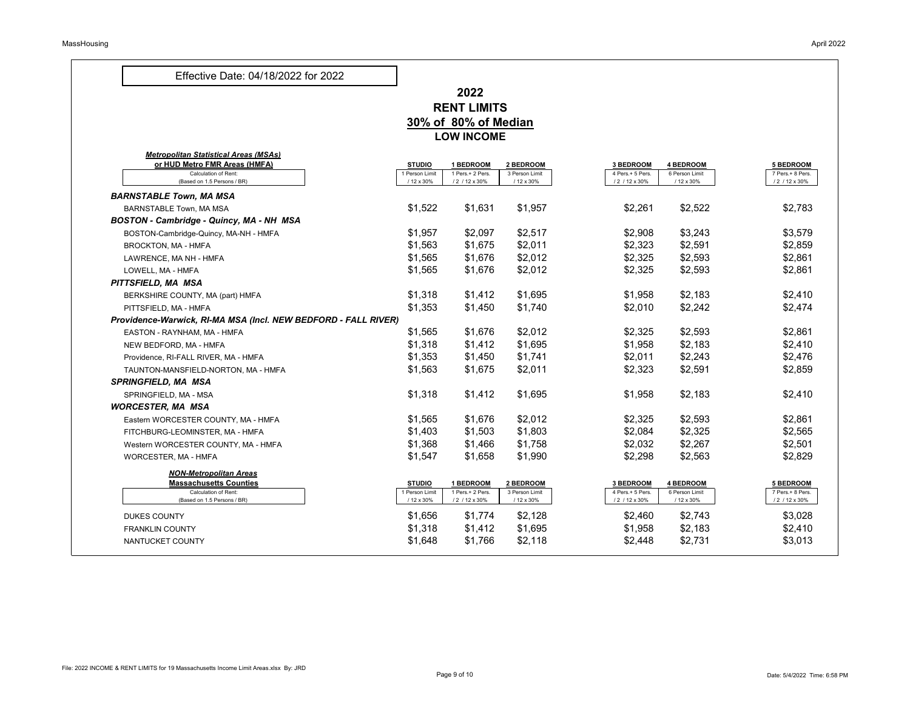Effective Date: 04/18/2022 for 2022

# 2022
# RENT LIMITS
# 30% of 80% of Median
# LOW INCOME

| ***Metropolitan Statistical Areas (MSAs) or HUD Metro FMR Areas (HMFA)*** | **STUDIO** | **1 BEDROOM** | **2 BEDROOM** | **3 BEDROOM** | **4 BEDROOM** | **5 BEDROOM** |
|---|---|---|---|---|---|---|
| Calculation of Rent: (Based on 1.5 Persons / BR) | 1 Person Limit / 12 x 30% | 1 Pers.+ 2 Pers. / 2 / 12 x 30% | 3 Person Limit / 12 x 30% | 4 Pers.+ 5 Pers. / 2 / 12 x 30% | 6 Person Limit / 12 x 30% | 7 Pers.+ 8 Pers. / 2 / 12 x 30% |
| ***BARNSTABLE Town, MA MSA*** | | | | | | |
| BARNSTABLE Town, MA MSA | $1,522 | $1,631 | $1,957 | $2,261 | $2,522 | $2,783 |
| ***BOSTON - Cambridge - Quincy, MA - NH MSA*** | | | | | | |
| BOSTON-Cambridge-Quincy, MA-NH - HMFA | $1,957 | $2,097 | $2,517 | $2,908 | $3,243 | $3,579 |
| BROCKTON, MA - HMFA | $1,563 | $1,675 | $2,011 | $2,323 | $2,591 | $2,859 |
| LAWRENCE, MA NH - HMFA | $1,565 | $1,676 | $2,012 | $2,325 | $2,593 | $2,861 |
| LOWELL, MA - HMFA | $1,565 | $1,676 | $2,012 | $2,325 | $2,593 | $2,861 |
| ***PITTSFIELD, MA MSA*** | | | | | | |
| BERKSHIRE COUNTY, MA (part) HMFA | $1,318 | $1,412 | $1,695 | $1,958 | $2,183 | $2,410 |
| PITTSFIELD, MA - HMFA | $1,353 | $1,450 | $1,740 | $2,010 | $2,242 | $2,474 |
| ***Providence-Warwick, RI-MA MSA (Incl. NEW BEDFORD - FALL RIVER)*** | | | | | | |
| EASTON - RAYNHAM, MA - HMFA | $1,565 | $1,676 | $2,012 | $2,325 | $2,593 | $2,861 |
| NEW BEDFORD, MA - HMFA | $1,318 | $1,412 | $1,695 | $1,958 | $2,183 | $2,410 |
| Providence, RI-FALL RIVER, MA - HMFA | $1,353 | $1,450 | $1,741 | $2,011 | $2,243 | $2,476 |
| TAUNTON-MANSFIELD-NORTON, MA - HMFA | $1,563 | $1,675 | $2,011 | $2,323 | $2,591 | $2,859 |
| ***SPRINGFIELD, MA MSA*** | | | | | | |
| SPRINGFIELD, MA - MSA | $1,318 | $1,412 | $1,695 | $1,958 | $2,183 | $2,410 |
| ***WORCESTER, MA MSA*** | | | | | | |
| Eastern WORCESTER COUNTY, MA - HMFA | $1,565 | $1,676 | $2,012 | $2,325 | $2,593 | $2,861 |
| FITCHBURG-LEOMINSTER, MA - HMFA | $1,403 | $1,503 | $1,803 | $2,084 | $2,325 | $2,565 |
| Western WORCESTER COUNTY, MA - HMFA | $1,368 | $1,466 | $1,758 | $2,032 | $2,267 | $2,501 |
| WORCESTER, MA - HMFA | $1,547 | $1,658 | $1,990 | $2,298 | $2,563 | $2,829 |

| ***NON-Metropolitan Areas*** **Massachusetts Counties** | **STUDIO** | **1 BEDROOM** | **2 BEDROOM** | **3 BEDROOM** | **4 BEDROOM** | **5 BEDROOM** |
|---|---|---|---|---|---|---|
| Calculation of Rent: (Based on 1.5 Persons / BR) | 1 Person Limit / 12 x 30% | 1 Pers.+ 2 Pers. / 2 / 12 x 30% | 3 Person Limit / 12 x 30% | 4 Pers.+ 5 Pers. / 2 / 12 x 30% | 6 Person Limit / 12 x 30% | 7 Pers.+ 8 Pers. / 2 / 12 x 30% |
| DUKES COUNTY | $1,656 | $1,774 | $2,128 | $2,460 | $2,743 | $3,028 |
| FRANKLIN COUNTY | $1,318 | $1,412 | $1,695 | $1,958 | $2,183 | $2,410 |
| NANTUCKET COUNTY | $1,648 | $1,766 | $2,118 | $2,448 | $2,731 | $3,013 |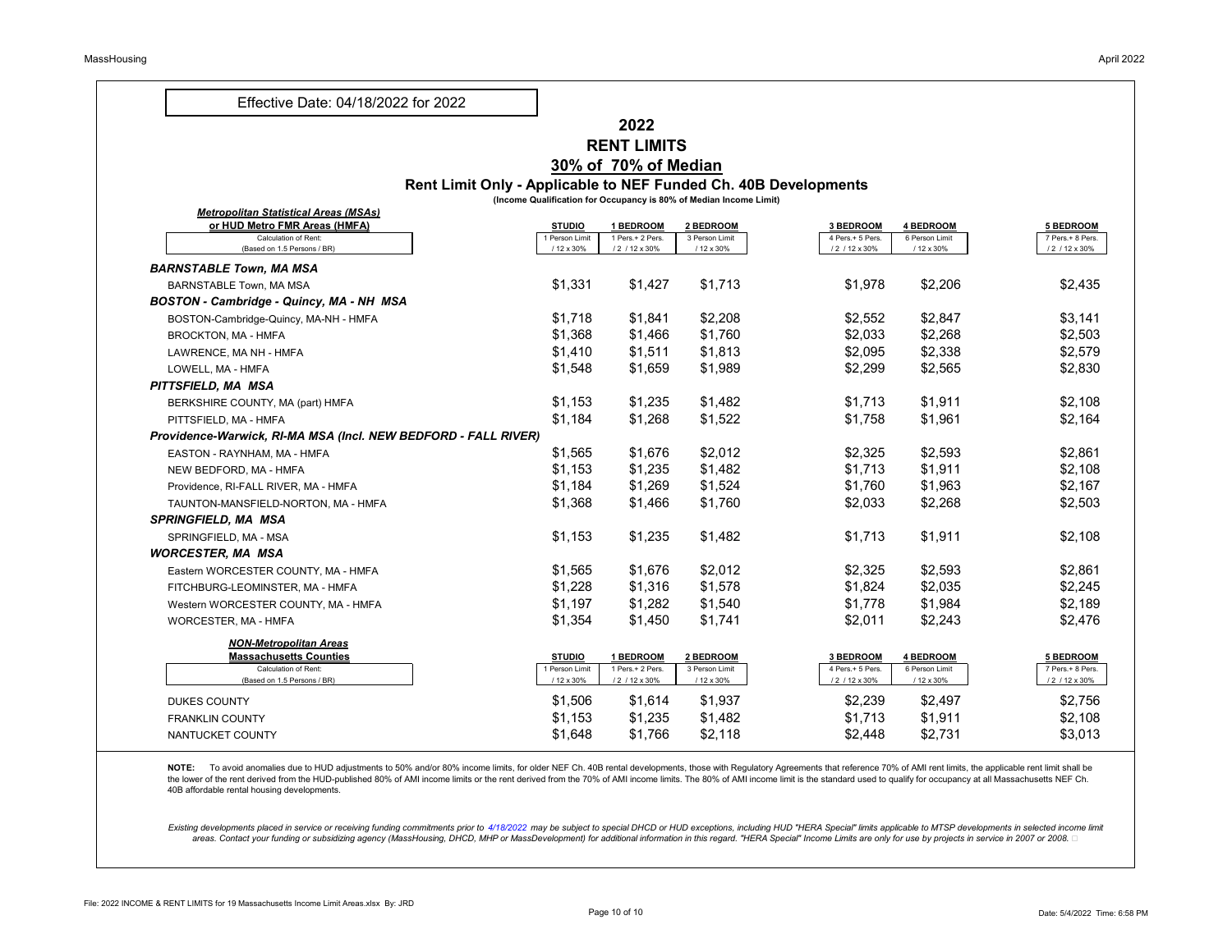Effective Date: 04/18/2022 for 2022

# 2022
# RENT LIMITS
## 30% of 70% of Median

### Rent Limit Only - Applicable to NEF Funded Ch. 40B Developments

(Income Qualification for Occupancy is 80% of Median Income Limit)

| *Metropolitan Statistical Areas (MSAs)* **or HUD Metro FMR Areas (HMFA)** | STUDIO | 1 BEDROOM | 2 BEDROOM | 3 BEDROOM | 4 BEDROOM | 5 BEDROOM |
|---|---|---|---|---|---|---|
| Calculation of Rent: (Based on 1.5 Persons / BR) | 1 Person Limit / 12 x 30% | 1 Pers.+ 2 Pers. / 2 / 12 x 30% | 3 Person Limit / 12 x 30% | 4 Pers.+ 5 Pers. / 2 / 12 x 30% | 6 Person Limit / 12 x 30% | 7 Pers.+ 8 Pers. / 2 / 12 x 30% |
| ***BARNSTABLE Town, MA MSA*** | | | | | | |
| BARNSTABLE Town, MA MSA | $1,331 | $1,427 | $1,713 | $1,978 | $2,206 | $2,435 |
| ***BOSTON - Cambridge - Quincy, MA - NH MSA*** | | | | | | |
| BOSTON-Cambridge-Quincy, MA-NH - HMFA | $1,718 | $1,841 | $2,208 | $2,552 | $2,847 | $3,141 |
| BROCKTON, MA - HMFA | $1,368 | $1,466 | $1,760 | $2,033 | $2,268 | $2,503 |
| LAWRENCE, MA NH - HMFA | $1,410 | $1,511 | $1,813 | $2,095 | $2,338 | $2,579 |
| LOWELL, MA - HMFA | $1,548 | $1,659 | $1,989 | $2,299 | $2,565 | $2,830 |
| ***PITTSFIELD, MA MSA*** | | | | | | |
| BERKSHIRE COUNTY, MA (part) HMFA | $1,153 | $1,235 | $1,482 | $1,713 | $1,911 | $2,108 |
| PITTSFIELD, MA - HMFA | $1,184 | $1,268 | $1,522 | $1,758 | $1,961 | $2,164 |
| ***Providence-Warwick, RI-MA MSA (Incl. NEW BEDFORD - FALL RIVER)*** | | | | | | |
| EASTON - RAYNHAM, MA - HMFA | $1,565 | $1,676 | $2,012 | $2,325 | $2,593 | $2,861 |
| NEW BEDFORD, MA - HMFA | $1,153 | $1,235 | $1,482 | $1,713 | $1,911 | $2,108 |
| Providence, RI-FALL RIVER, MA - HMFA | $1,184 | $1,269 | $1,524 | $1,760 | $1,963 | $2,167 |
| TAUNTON-MANSFIELD-NORTON, MA - HMFA | $1,368 | $1,466 | $1,760 | $2,033 | $2,268 | $2,503 |
| ***SPRINGFIELD, MA MSA*** | | | | | | |
| SPRINGFIELD, MA - MSA | $1,153 | $1,235 | $1,482 | $1,713 | $1,911 | $2,108 |
| ***WORCESTER, MA MSA*** | | | | | | |
| Eastern WORCESTER COUNTY, MA - HMFA | $1,565 | $1,676 | $2,012 | $2,325 | $2,593 | $2,861 |
| FITCHBURG-LEOMINSTER, MA - HMFA | $1,228 | $1,316 | $1,578 | $1,824 | $2,035 | $2,245 |
| Western WORCESTER COUNTY, MA - HMFA | $1,197 | $1,282 | $1,540 | $1,778 | $1,984 | $2,189 |
| WORCESTER, MA - HMFA | $1,354 | $1,450 | $1,741 | $2,011 | $2,243 | $2,476 |

| *NON-Metropolitan Areas* **Massachusetts Counties** | STUDIO | 1 BEDROOM | 2 BEDROOM | 3 BEDROOM | 4 BEDROOM | 5 BEDROOM |
|---|---|---|---|---|---|---|
| Calculation of Rent: (Based on 1.5 Persons / BR) | 1 Person Limit / 12 x 30% | 1 Pers.+ 2 Pers. / 2 / 12 x 30% | 3 Person Limit / 12 x 30% | 4 Pers.+ 5 Pers. / 2 / 12 x 30% | 6 Person Limit / 12 x 30% | 7 Pers.+ 8 Pers. / 2 / 12 x 30% |
| DUKES COUNTY | $1,506 | $1,614 | $1,937 | $2,239 | $2,497 | $2,756 |
| FRANKLIN COUNTY | $1,153 | $1,235 | $1,482 | $1,713 | $1,911 | $2,108 |
| NANTUCKET COUNTY | $1,648 | $1,766 | $2,118 | $2,448 | $2,731 | $3,013 |

**NOTE:** To avoid anomalies due to HUD adjustments to 50% and/or 80% income limits, for older NEF Ch. 40B rental developments, those with Regulatory Agreements that reference 70% of AMI rent limits, the applicable rent limit shall be the lower of the rent derived from the HUD-published 80% of AMI income limits or the rent derived from the 70% of AMI income limits. The 80% of AMI income limit is the standard used to qualify for occupancy at all Massachusetts NEF Ch. 40B affordable rental housing developments.

*Existing developments placed in service or receiving funding commitments prior to 4/18/2022 may be subject to special DHCD or HUD exceptions, including HUD "HERA Special" limits applicable to MTSP developments in selected income limit areas. Contact your funding or subsidizing agency (MassHousing, DHCD, MHP or MassDevelopment) for additional information in this regard. "HERA Special" Income Limits are only for use by projects in service in 2007 or 2008.*